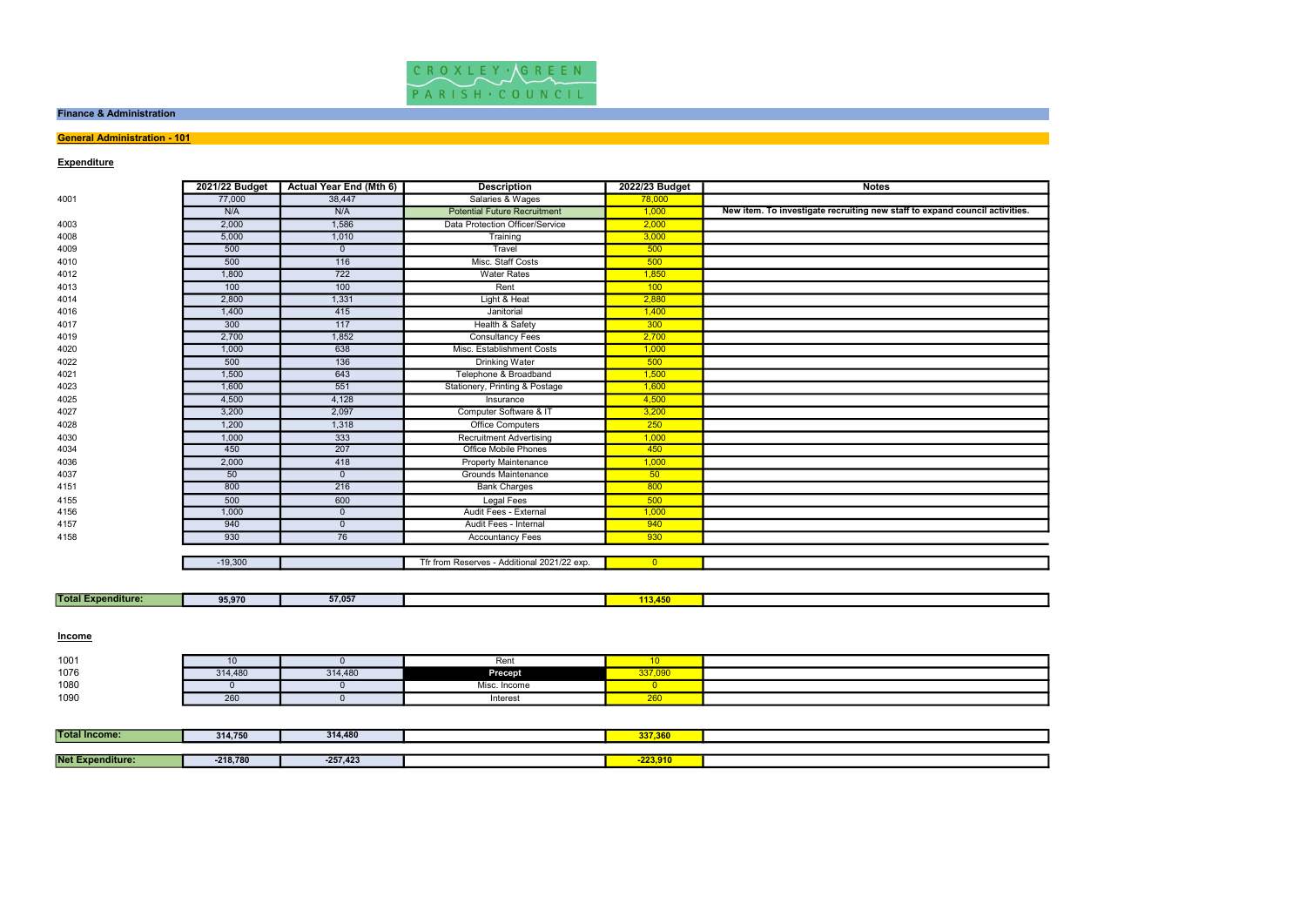CROXLEY · GREEN PARISH · COUNCIL

## Finance & Administration

### General Administration - 101

#### Expenditure

| | 2021/22 Budget | Actual Year End (Mth 6) | Description | 2022/23 Budget | Notes |
|---|---|---|---|---|---|
| 4001 | 77,000 | 38,447 | Salaries & Wages | 78,000 | |
| | N/A | N/A | Potential Future Recruitment | 1,000 | **New item. To investigate recruiting new staff to expand council activities.** |
| 4003 | 2,000 | 1,586 | Data Protection Officer/Service | 2,000 | |
| 4008 | 5,000 | 1,010 | Training | 3,000 | |
| 4009 | 500 | 0 | Travel | 500 | |
| 4010 | 500 | 116 | Misc. Staff Costs | 500 | |
| 4012 | 1,800 | 722 | Water Rates | 1,850 | |
| 4013 | 100 | 100 | Rent | 100 | |
| 4014 | 2,800 | 1,331 | Light & Heat | 2,880 | |
| 4016 | 1,400 | 415 | Janitorial | 1,400 | |
| 4017 | 300 | 117 | Health & Safety | 300 | |
| 4019 | 2,700 | 1,852 | Consultancy Fees | 2,700 | |
| 4020 | 1,000 | 638 | Misc. Establishment Costs | 1,000 | |
| 4022 | 500 | 136 | Drinking Water | 500 | |
| 4021 | 1,500 | 643 | Telephone & Broadband | 1,500 | |
| 4023 | 1,600 | 551 | Stationery, Printing & Postage | 1,600 | |
| 4025 | 4,500 | 4,128 | Insurance | 4,500 | |
| 4027 | 3,200 | 2,097 | Computer Software & IT | 3,200 | |
| 4028 | 1,200 | 1,318 | Office Computers | 250 | |
| 4030 | 1,000 | 333 | Recruitment Advertising | 1,000 | |
| 4034 | 450 | 207 | Office Mobile Phones | 450 | |
| 4036 | 2,000 | 418 | Property Maintenance | 1,000 | |
| 4037 | 50 | 0 | Grounds Maintenance | 50 | |
| 4151 | 800 | 216 | Bank Charges | 800 | |
| 4155 | 500 | 600 | Legal Fees | 500 | |
| 4156 | 1,000 | 0 | Audit Fees - External | 1,000 | |
| 4157 | 940 | 0 | Audit Fees - Internal | 940 | |
| 4158 | 930 | 76 | Accountancy Fees | 930 | |
| | -19,300 | | Tfr from Reserves - Additional 2021/22 exp. | 0 | |
| **Total Expenditure:** | **95,970** | **57,057** | | **113,450** | |

#### Income

| | 2021/22 Budget | Actual Year End (Mth 6) | Description | 2022/23 Budget | Notes |
|---|---|---|---|---|---|
| 1001 | 10 | 0 | Rent | 10 | |
| 1076 | 314,480 | 314,480 | **Precept** | 337,090 | |
| 1080 | 0 | 0 | Misc. Income | 0 | |
| 1090 | 260 | 0 | Interest | 260 | |
| **Total Income:** | **314,750** | **314,480** | | **337,360** | |
| **Net Expenditure:** | **-218,780** | **-257,423** | | **-223,910** | |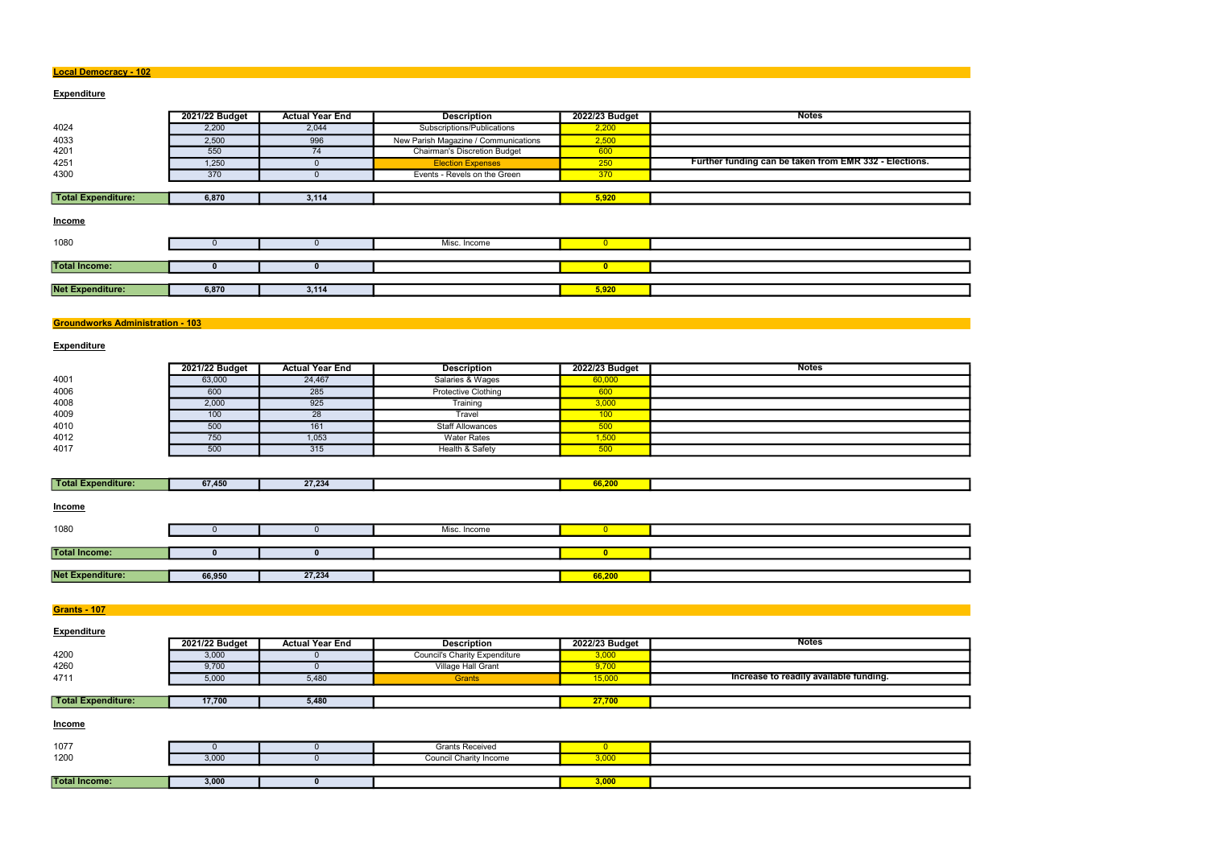## Local Democracy - 102

### Expenditure

| | 2021/22 Budget | Actual Year End | Description | 2022/23 Budget | Notes |
|---|---|---|---|---|---|
| 4024 | 2,200 | 2,044 | Subscriptions/Publications | 2,200 | |
| 4033 | 2,500 | 996 | New Parish Magazine / Communications | 2,500 | |
| 4201 | 550 | 74 | Chairman's Discretion Budget | 600 | |
| 4251 | 1,250 | 0 | Election Expenses | 250 | Further funding can be taken from EMR 332 - Elections. |
| 4300 | 370 | 0 | Events - Revels on the Green | 370 | |
| **Total Expenditure:** | **6,870** | **3,114** | | **5,920** | |

### Income

| | 2021/22 Budget | Actual Year End | Description | 2022/23 Budget | Notes |
|---|---|---|---|---|---|
| 1080 | 0 | 0 | Misc. Income | 0 | |
| **Total Income:** | **0** | **0** | | **0** | |
| **Net Expenditure:** | **6,870** | **3,114** | | **5,920** | |

## Groundworks Administration - 103

### Expenditure

| | 2021/22 Budget | Actual Year End | Description | 2022/23 Budget | Notes |
|---|---|---|---|---|---|
| 4001 | 63,000 | 24,467 | Salaries & Wages | 60,000 | |
| 4006 | 600 | 285 | Protective Clothing | 600 | |
| 4008 | 2,000 | 925 | Training | 3,000 | |
| 4009 | 100 | 28 | Travel | 100 | |
| 4010 | 500 | 161 | Staff Allowances | 500 | |
| 4012 | 750 | 1,053 | Water Rates | 1,500 | |
| 4017 | 500 | 315 | Health & Safety | 500 | |
| **Total Expenditure:** | **67,450** | **27,234** | | **66,200** | |

### Income

| | 2021/22 Budget | Actual Year End | Description | 2022/23 Budget | Notes |
|---|---|---|---|---|---|
| 1080 | 0 | 0 | Misc. Income | 0 | |
| **Total Income:** | **0** | **0** | | **0** | |
| **Net Expenditure:** | **66,950** | **27,234** | | **66,200** | |

## Grants - 107

### Expenditure

| | 2021/22 Budget | Actual Year End | Description | 2022/23 Budget | Notes |
|---|---|---|---|---|---|
| 4200 | 3,000 | 0 | Council's Charity Expenditure | 3,000 | |
| 4260 | 9,700 | 0 | Village Hall Grant | 9,700 | |
| 4711 | 5,000 | 5,480 | Grants | 15,000 | Increase to readily available funding. |
| **Total Expenditure:** | **17,700** | **5,480** | | **27,700** | |

### Income

| | 2021/22 Budget | Actual Year End | Description | 2022/23 Budget | Notes |
|---|---|---|---|---|---|
| 1077 | 0 | 0 | Grants Received | 0 | |
| 1200 | 3,000 | 0 | Council Charity Income | 3,000 | |
| **Total Income:** | **3,000** | **0** | | **3,000** | |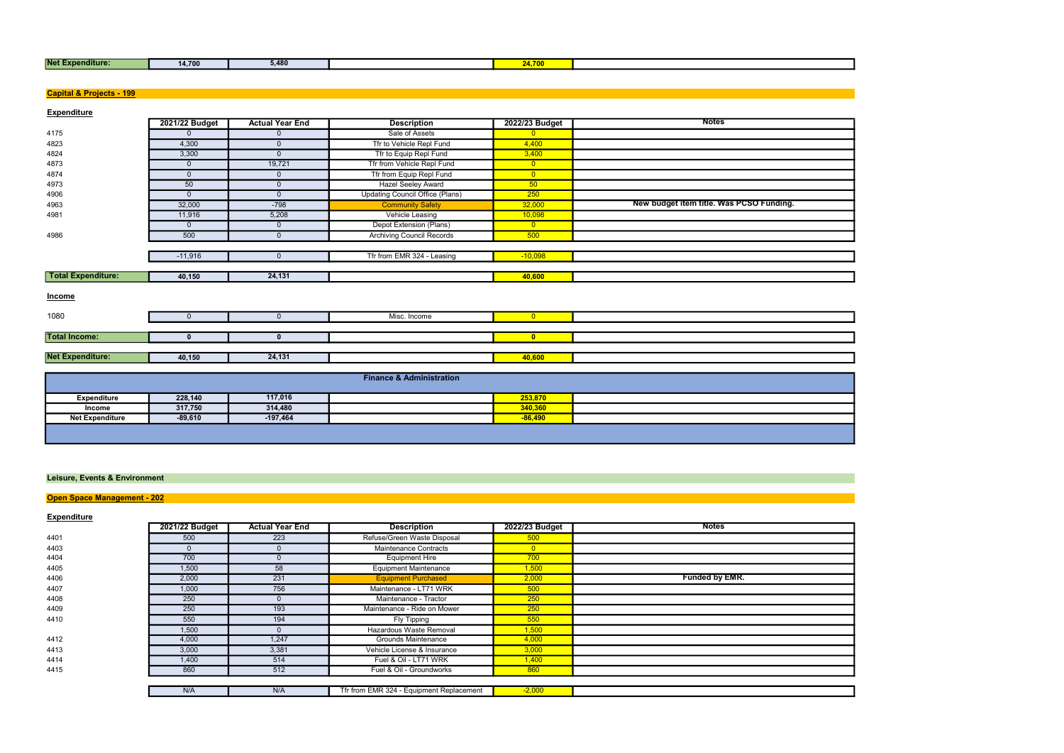| Net Expenditure: | 14,700 | 5,480 | | 24,700 | |
|---|---|---|---|---|---|

## Capital & Projects - 199

### Expenditure

| | 2021/22 Budget | Actual Year End | Description | 2022/23 Budget | Notes |
|---|---|---|---|---|---|
| 4175 | 0 | 0 | Sale of Assets | 0 | |
| 4823 | 4,300 | 0 | Tfr to Vehicle Repl Fund | 4,400 | |
| 4824 | 3,300 | 0 | Tfr to Equip Repl Fund | 3,400 | |
| 4873 | 0 | 19,721 | Tfr from Vehicle Repl Fund | 0 | |
| 4874 | 0 | 0 | Tfr from Equip Repl Fund | 0 | |
| 4973 | 50 | 0 | Hazel Seeley Award | 50 | |
| 4906 | 0 | 0 | Updating Council Office (Plans) | 250 | |
| 4963 | 32,000 | -798 | Community Safety | 32,000 | New budget item title. Was PCSO Funding. |
| 4981 | 11,916 | 5,208 | Vehicle Leasing | 10,098 | |
| | 0 | 0 | Depot Extension (Plans) | 0 | |
| 4986 | 500 | 0 | Archiving Council Records | 500 | |
| | -11,916 | 0 | Tfr from EMR 324 - Leasing | -10,098 | |
| **Total Expenditure:** | **40,150** | **24,131** | | **40,600** | |

### Income

| | 2021/22 Budget | Actual Year End | Description | 2022/23 Budget | Notes |
|---|---|---|---|---|---|
| 1080 | 0 | 0 | Misc. Income | 0 | |
| **Total Income:** | **0** | **0** | | **0** | |
| **Net Expenditure:** | **40,150** | **24,131** | | **40,600** | |

| Finance & Administration | | | | | |
|---|---|---|---|---|---|
| **Expenditure** | **228,140** | **117,016** | | **253,870** | |
| **Income** | **317,750** | **314,480** | | **340,360** | |
| **Net Expenditure** | **-89,610** | **-197,464** | | **-86,490** | |

## Leisure, Events & Environment

## Open Space Management - 202

### Expenditure

| | 2021/22 Budget | Actual Year End | Description | 2022/23 Budget | Notes |
|---|---|---|---|---|---|
| 4401 | 500 | 223 | Refuse/Green Waste Disposal | 500 | |
| 4403 | 0 | 0 | Maintenance Contracts | 0 | |
| 4404 | 700 | 0 | Equipment Hire | 700 | |
| 4405 | 1,500 | 58 | Equipment Maintenance | 1,500 | |
| 4406 | 2,000 | 231 | Equipment Purchased | 2,000 | Funded by EMR. |
| 4407 | 1,000 | 756 | Maintenance - LT71 WRK | 500 | |
| 4408 | 250 | 0 | Maintenance - Tractor | 250 | |
| 4409 | 250 | 193 | Maintenance - Ride on Mower | 250 | |
| 4410 | 550 | 194 | Fly Tipping | 550 | |
| | 1,500 | 0 | Hazardous Waste Removal | 1,500 | |
| 4412 | 4,000 | 1,247 | Grounds Maintenance | 4,000 | |
| 4413 | 3,000 | 3,381 | Vehicle License & Insurance | 3,000 | |
| 4414 | 1,400 | 514 | Fuel & Oil - LT71 WRK | 1,400 | |
| 4415 | 860 | 512 | Fuel & Oil - Groundworks | 860 | |
| | N/A | N/A | Tfr from EMR 324 - Equipment Replacement | -2,000 | |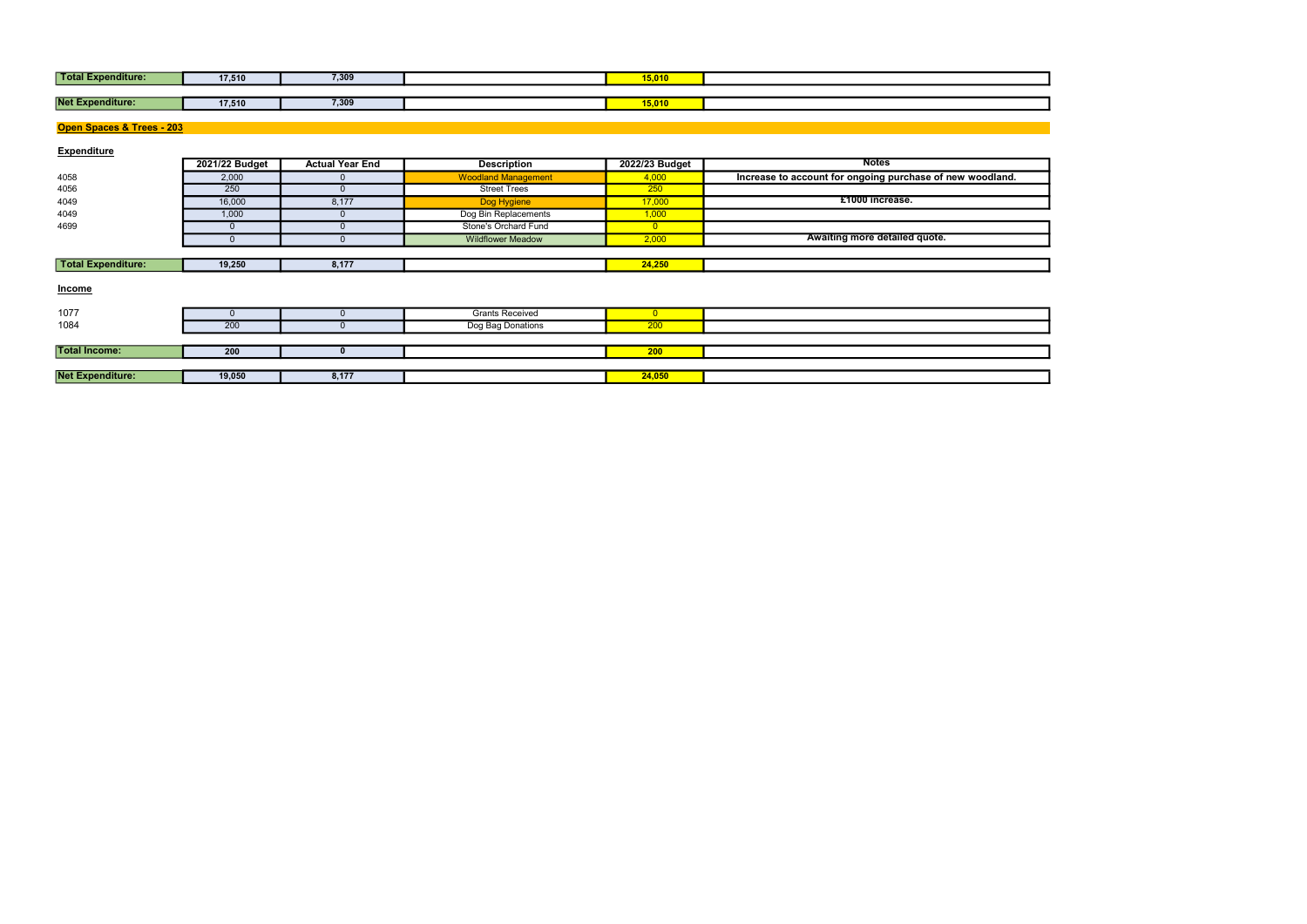| | | | | | |
|---|---|---|---|---|---|
| **Total Expenditure:** | **17,510** | **7,309** | | **15,010** | |
| **Net Expenditure:** | **17,510** | **7,309** | | **15,010** | |

## Open Spaces & Trees - 203

### Expenditure

| | 2021/22 Budget | Actual Year End | Description | 2022/23 Budget | Notes |
|---|---|---|---|---|---|
| 4058 | 2,000 | 0 | Woodland Management | 4,000 | **Increase to account for ongoing purchase of new woodland.** |
| 4056 | 250 | 0 | Street Trees | 250 | |
| 4049 | 16,000 | 8,177 | Dog Hygiene | 17,000 | **£1000 increase.** |
| 4049 | 1,000 | 0 | Dog Bin Replacements | 1,000 | |
| 4699 | 0 | 0 | Stone's Orchard Fund | 0 | |
| | 0 | 0 | Wildflower Meadow | 2,000 | **Awaiting more detailed quote.** |
| **Total Expenditure:** | **19,250** | **8,177** | | **24,250** | |

### Income

| | 2021/22 Budget | Actual Year End | Description | 2022/23 Budget | Notes |
|---|---|---|---|---|---|
| 1077 | 0 | 0 | Grants Received | 0 | |
| 1084 | 200 | 0 | Dog Bag Donations | 200 | |
| **Total Income:** | **200** | **0** | | **200** | |
| **Net Expenditure:** | **19,050** | **8,177** | | **24,050** | |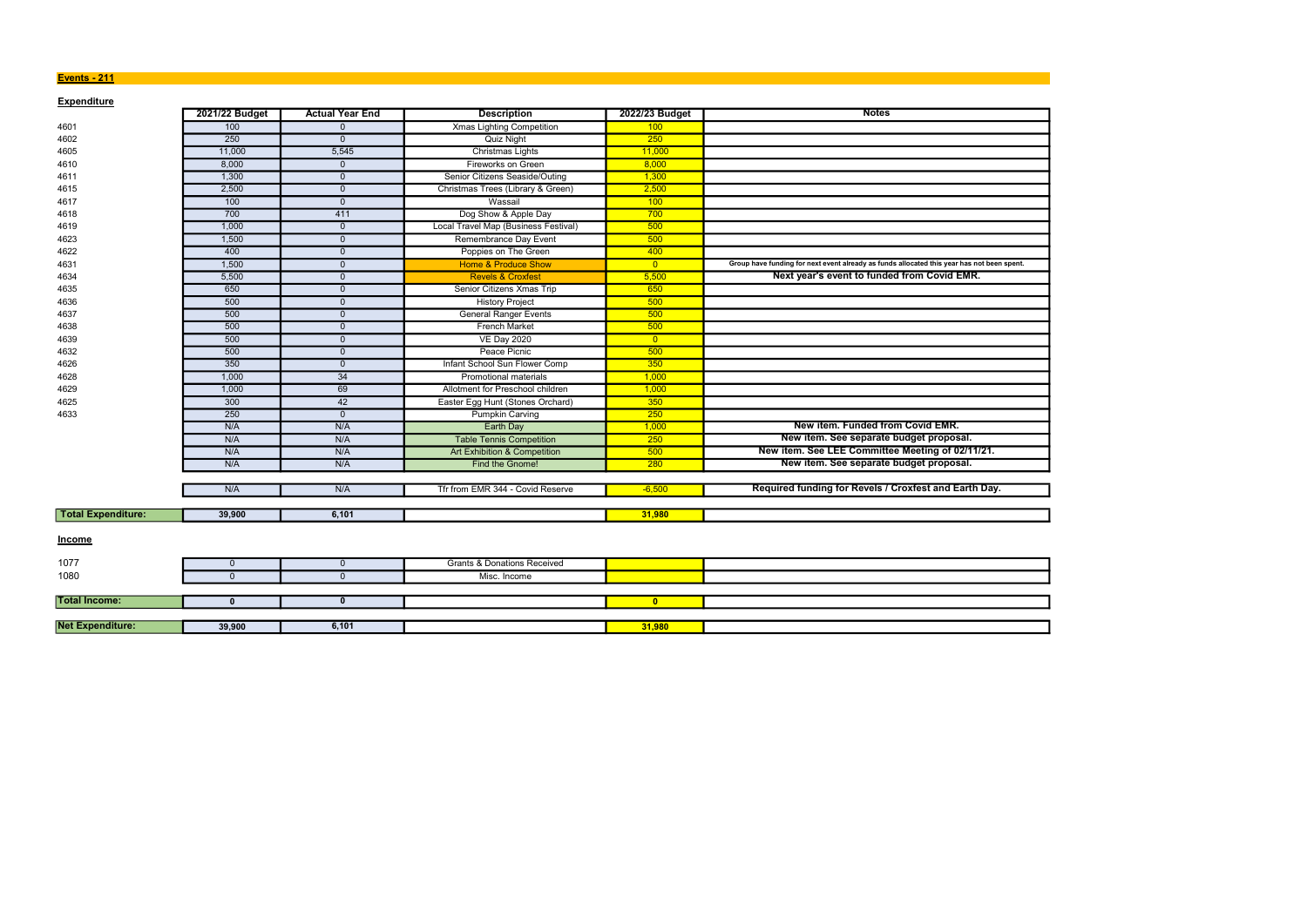## Events - 211

### Expenditure

| | 2021/22 Budget | Actual Year End | Description | 2022/23 Budget | Notes |
|---|---|---|---|---|---|
| 4601 | 100 | 0 | Xmas Lighting Competition | 100 | |
| 4602 | 250 | 0 | Quiz Night | 250 | |
| 4605 | 11,000 | 5,545 | Christmas Lights | 11,000 | |
| 4610 | 8,000 | 0 | Fireworks on Green | 8,000 | |
| 4611 | 1,300 | 0 | Senior Citizens Seaside/Outing | 1,300 | |
| 4615 | 2,500 | 0 | Christmas Trees (Library & Green) | 2,500 | |
| 4617 | 100 | 0 | Wassail | 100 | |
| 4618 | 700 | 411 | Dog Show & Apple Day | 700 | |
| 4619 | 1,000 | 0 | Local Travel Map (Business Festival) | 500 | |
| 4623 | 1,500 | 0 | Remembrance Day Event | 500 | |
| 4622 | 400 | 0 | Poppies on The Green | 400 | |
| 4631 | 1,500 | 0 | Home & Produce Show | 0 | Group have funding for next event already as funds allocated this year has not been spent. |
| 4634 | 5,500 | 0 | Revels & Croxfest | 5,500 | **Next year's event to funded from Covid EMR.** |
| 4635 | 650 | 0 | Senior Citizens Xmas Trip | 650 | |
| 4636 | 500 | 0 | History Project | 500 | |
| 4637 | 500 | 0 | General Ranger Events | 500 | |
| 4638 | 500 | 0 | French Market | 500 | |
| 4639 | 500 | 0 | VE Day 2020 | 0 | |
| 4632 | 500 | 0 | Peace Picnic | 500 | |
| 4626 | 350 | 0 | Infant School Sun Flower Comp | 350 | |
| 4628 | 1,000 | 34 | Promotional materials | 1,000 | |
| 4629 | 1,000 | 69 | Allotment for Preschool children | 1,000 | |
| 4625 | 300 | 42 | Easter Egg Hunt (Stones Orchard) | 350 | |
| 4633 | 250 | 0 | Pumpkin Carving | 250 | |
| | N/A | N/A | Earth Day | 1,000 | **New item. Funded from Covid EMR.** |
| | N/A | N/A | Table Tennis Competition | 250 | **New item. See separate budget proposal.** |
| | N/A | N/A | Art Exhibition & Competition | 500 | **New item. See LEE Committee Meeting of 02/11/21.** |
| | N/A | N/A | Find the Gnome! | 280 | **New item. See separate budget proposal.** |
| | N/A | N/A | Tfr from EMR 344 - Covid Reserve | -6,500 | **Required funding for Revels / Croxfest and Earth Day.** |
| **Total Expenditure:** | **39,900** | **6,101** | | **31,980** | |

### Income

| | 2021/22 Budget | Actual Year End | Description | 2022/23 Budget | Notes |
|---|---|---|---|---|---|
| 1077 | 0 | 0 | Grants & Donations Received | | |
| 1080 | 0 | 0 | Misc. Income | | |
| **Total Income:** | **0** | **0** | | **0** | |
| **Net Expenditure:** | **39,900** | **6,101** | | **31,980** | |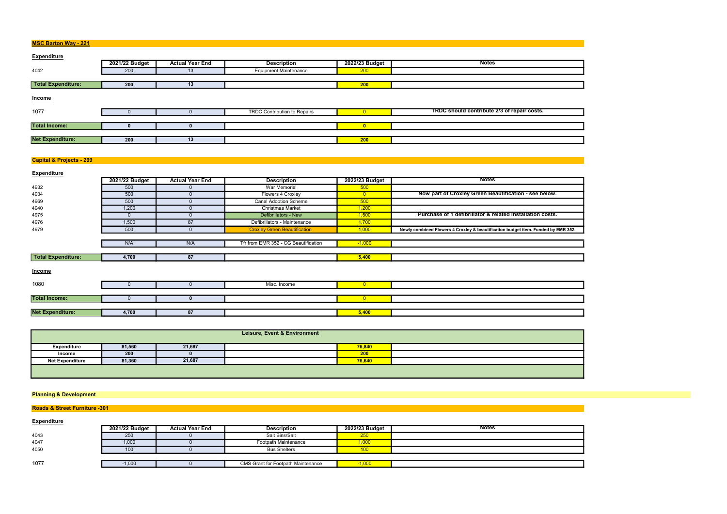## MSC Barton Way - 221

### Expenditure

| | 2021/22 Budget | Actual Year End | Description | 2022/23 Budget | Notes |
|---|---|---|---|---|---|
| 4042 | 200 | 13 | Equipment Maintenance | 200 | |
| **Total Expenditure:** | **200** | **13** | | **200** | |

### Income

| | 2021/22 Budget | Actual Year End | Description | 2022/23 Budget | Notes |
|---|---|---|---|---|---|
| 1077 | 0 | 0 | TRDC Contribution to Repairs | 0 | **TRDC should contribute 2/3 of repair costs.** |
| **Total Income:** | **0** | **0** | | **0** | |
| **Net Expenditure:** | **200** | **13** | | **200** | |

## Capital & Projects - 299

### Expenditure

| | 2021/22 Budget | Actual Year End | Description | 2022/23 Budget | Notes |
|---|---|---|---|---|---|
| 4932 | 500 | 0 | War Memorial | 500 | |
| 4934 | 500 | 0 | Flowers 4 Croxley | 0 | **Now part of Croxley Green Beautification - see below.** |
| 4969 | 500 | 0 | Canal Adoption Scheme | 500 | |
| 4940 | 1,200 | 0 | Christmas Market | 1,200 | |
| 4975 | 0 | 0 | Defibrillators - New | 1,500 | **Purchase of 1 defibrillator & related installation costs.** |
| 4976 | 1,500 | 87 | Defibrillators - Maintenance | 1,700 | |
| 4979 | 500 | 0 | Croxley Green Beautification | 1,000 | **Newly combined Flowers 4 Croxley & beautification budget item. Funded by EMR 352.** |
| | N/A | N/A | Tfr from EMR 352 - CG Beautification | -1,000 | |
| **Total Expenditure:** | **4,700** | **87** | | **5,400** | |

### Income

| | 2021/22 Budget | Actual Year End | Description | 2022/23 Budget | Notes |
|---|---|---|---|---|---|
| 1080 | 0 | 0 | Misc. Income | 0 | |
| **Total Income:** | 0 | **0** | | 0 | |
| **Net Expenditure:** | **4,700** | **87** | | **5,400** | |

| Leisure, Event & Environment | | | | | |
|---|---|---|---|---|---|
| **Expenditure** | **81,560** | **21,687** | | **76,840** | |
| **Income** | **200** | **0** | | **200** | |
| **Net Expenditure** | **81,360** | **21,687** | | **76,640** | |

## Planning & Development

## Roads & Street Furniture -301

### Expenditure

| | 2021/22 Budget | Actual Year End | Description | 2022/23 Budget | Notes |
|---|---|---|---|---|---|
| 4043 | 250 | 0 | Salt Bins/Salt | 250 | |
| 4047 | 1,000 | 0 | Footpath Maintenance | 1,000 | |
| 4050 | 100 | 0 | Bus Shelters | 100 | |
| 1077 | -1,000 | 0 | CMS Grant for Footpath Maintenance | -1,000 | |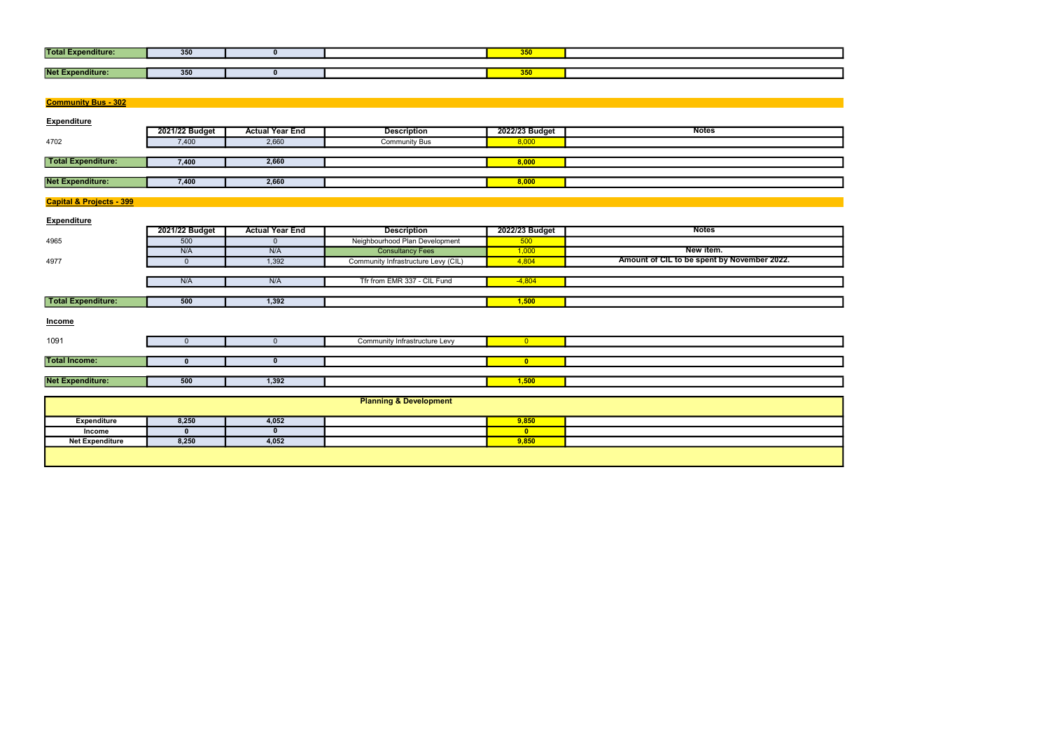| | | | | | |
|---|---|---|---|---|---|
| **Total Expenditure:** | 350 | 0 | | 350 | |
| **Net Expenditure:** | 350 | 0 | | 350 | |

## Community Bus - 302

### Expenditure

| | 2021/22 Budget | Actual Year End | Description | 2022/23 Budget | Notes |
|---|---|---|---|---|---|
| 4702 | 7,400 | 2,660 | Community Bus | 8,000 | |
| **Total Expenditure:** | 7,400 | 2,660 | | 8,000 | |
| **Net Expenditure:** | 7,400 | 2,660 | | 8,000 | |

## Capital & Projects - 399

### Expenditure

| | 2021/22 Budget | Actual Year End | Description | 2022/23 Budget | Notes |
|---|---|---|---|---|---|
| 4965 | 500 | 0 | Neighbourhood Plan Development | 500 | |
| | N/A | N/A | Consultancy Fees | 1,000 | New item. |
| 4977 | 0 | 1,392 | Community Infrastructure Levy (CIL) | 4,804 | Amount of CIL to be spent by November 2022. |
| | N/A | N/A | Tfr from EMR 337 - CIL Fund | -4,804 | |
| **Total Expenditure:** | 500 | 1,392 | | 1,500 | |

### Income

| | | | | | |
|---|---|---|---|---|---|
| 1091 | 0 | 0 | Community Infrastructure Levy | 0 | |
| **Total Income:** | 0 | 0 | | 0 | |
| **Net Expenditure:** | 500 | 1,392 | | 1,500 | |

## Planning & Development

| | | | | | |
|---|---|---|---|---|---|
| Expenditure | 8,250 | 4,052 | | 9,850 | |
| Income | 0 | 0 | | 0 | |
| Net Expenditure | 8,250 | 4,052 | | 9,850 | |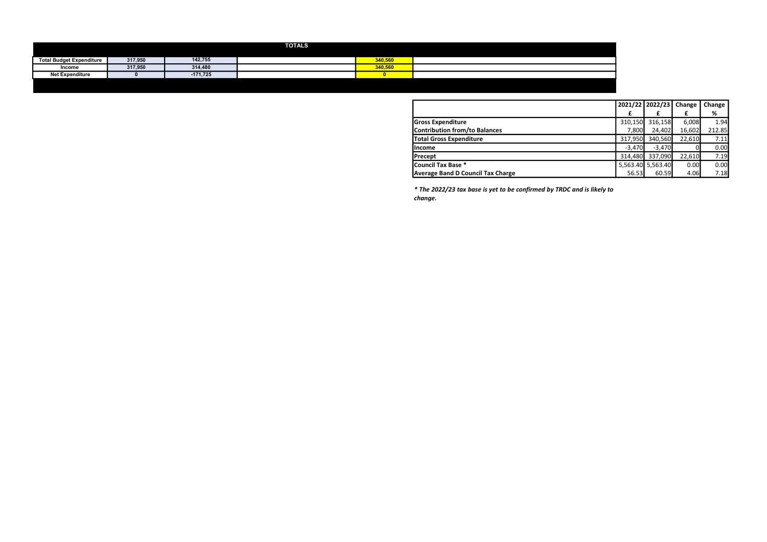## TOTALS

| | | | | | |
|---|---|---|---|---|---|
| Total Budget Expenditure | 317,950 | 142,755 | | 340,560 | |
| Income | 317,950 | 314,480 | | 340,560 | |
| Net Expenditure | 0 | -171,725 | | 0 | |

| | 2021/22 | 2022/23 | Change | Change |
|---|---|---|---|---|
| | £ | £ | £ | % |
| **Gross Expenditure** | 310,150 | 316,158 | 6,008 | 1.94 |
| **Contribution from/to Balances** | 7,800 | 24,402 | 16,602 | 212.85 |
| **Total Gross Expenditure** | 317,950 | 340,560 | 22,610 | 7.11 |
| **Income** | -3,470 | -3,470 | 0 | 0.00 |
| **Precept** | 314,480 | 337,090 | 22,610 | 7.19 |
| **Council Tax Base** * | 5,563.40 | 5,563.40 | 0.00 | 0.00 |
| **Average Band D Council Tax Charge** | 56.53 | 60.59 | 4.06 | 7.18 |

***The 2022/23 tax base is yet to be confirmed by TRDC and is likely to change.*** (marked *)